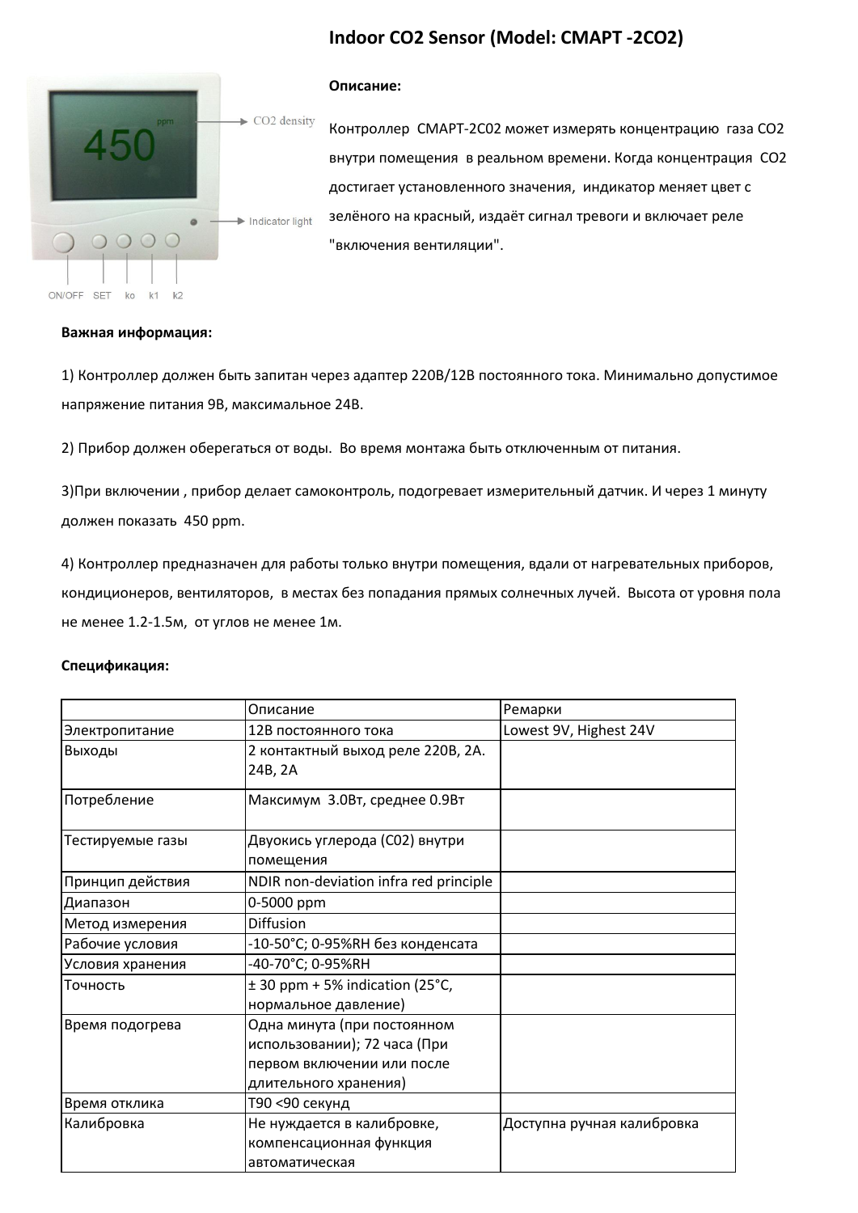# Indoor CO2 Sensor (Model: СМАРТ -2CO2)

**Описание:**

Контроллер СМАРТ-2С02 может измерять концентрацию газа CO2 внутри помещения в реальном времени. Когда концентрация CO2 достигает установленного значения, индикатор меняет цвет с зелёного на красный, издаёт сигнал тревоги и включает реле "включения вентиляции".

**Важная информация:**

1) Контроллер должен быть запитан через адаптер 220В/12В постоянного тока. Минимально допустимое напряжение питания 9В, максимальное 24В.

2) Прибор должен оберегаться от воды. Во время монтажа быть отключенным от питания.

3)При включении , прибор делает самоконтроль, подогревает измерительный датчик. И через 1 минуту должен показать 450 ppm.

4) Контроллер предназначен для работы только внутри помещения, вдали от нагревательных приборов, кондиционеров, вентиляторов, в местах без попадания прямых солнечных лучей. Высота от уровня пола не менее 1.2-1.5м, от углов не менее 1м.

**Спецификация:**

| | Описание | Ремарки |
|---|---|---|
| Электропитание | 12В постоянного тока | Lowest 9V, Highest 24V |
| Выходы | 2 контактный выход реле 220В, 2А. 24В, 2А | |
| Потребление | Максимум 3.0Вт, среднее 0.9Вт | |
| Тестируемые газы | Двуокись углерода (С02) внутри помещения | |
| Принцип действия | NDIR non-deviation infra red principle | |
| Диапазон | 0-5000 ppm | |
| Метод измерения | Diffusion | |
| Рабочие условия | -10-50°C; 0-95%RH без конденсата | |
| Условия хранения | -40-70°C; 0-95%RH | |
| Точность | ± 30 ppm + 5% indication (25°C, нормальное давление) | |
| Время подогрева | Одна минута (при постоянном использовании); 72 часа (При первом включении или после длительного хранения) | |
| Время отклика | T90 <90 секунд | |
| Калибровка | Не нуждается в калибровке, компенсационная функция автоматическая | Доступна ручная калибровка |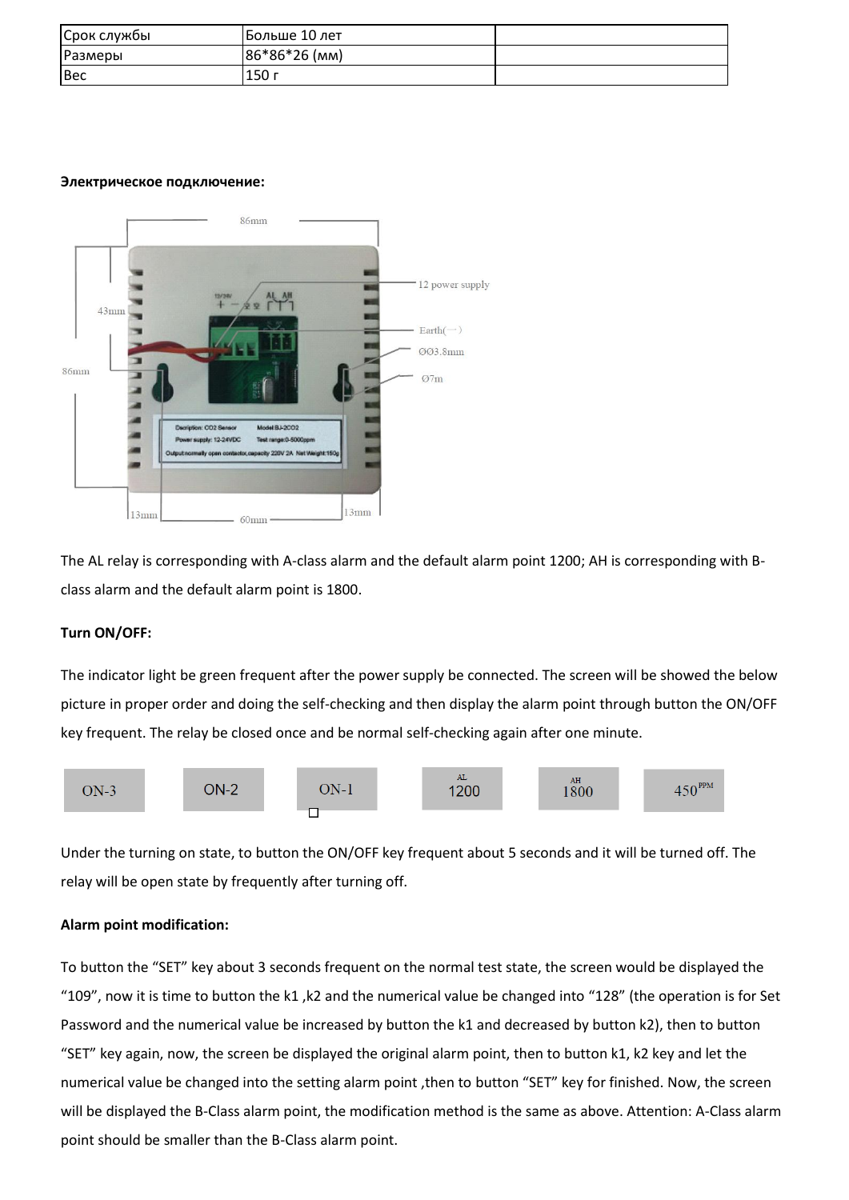| Срок службы | Больше 10 лет | |
|---|---|---|
| Размеры | 86*86*26 (мм) | |
| Вес | 150 г | |

**Электрическое подключение:**

The AL relay is corresponding with A-class alarm and the default alarm point 1200; AH is corresponding with B-class alarm and the default alarm point is 1800.

**Turn ON/OFF:**

The indicator light be green frequent after the power supply be connected. The screen will be showed the below picture in proper order and doing the self-checking and then display the alarm point through button the ON/OFF key frequent. The relay be closed once and be normal self-checking again after one minute.

ON-3 | ON-2 | ON-1 | AL 1200 | AH 1800 | 450 PPM

Under the turning on state, to button the ON/OFF key frequent about 5 seconds and it will be turned off. The relay will be open state by frequently after turning off.

**Alarm point modification:**

To button the "SET" key about 3 seconds frequent on the normal test state, the screen would be displayed the "109", now it is time to button the k1 ,k2 and the numerical value be changed into "128" (the operation is for Set Password and the numerical value be increased by button the k1 and decreased by button k2), then to button "SET" key again, now, the screen be displayed the original alarm point, then to button k1, k2 key and let the numerical value be changed into the setting alarm point ,then to button "SET" key for finished. Now, the screen will be displayed the B-Class alarm point, the modification method is the same as above. Attention: A-Class alarm point should be smaller than the B-Class alarm point.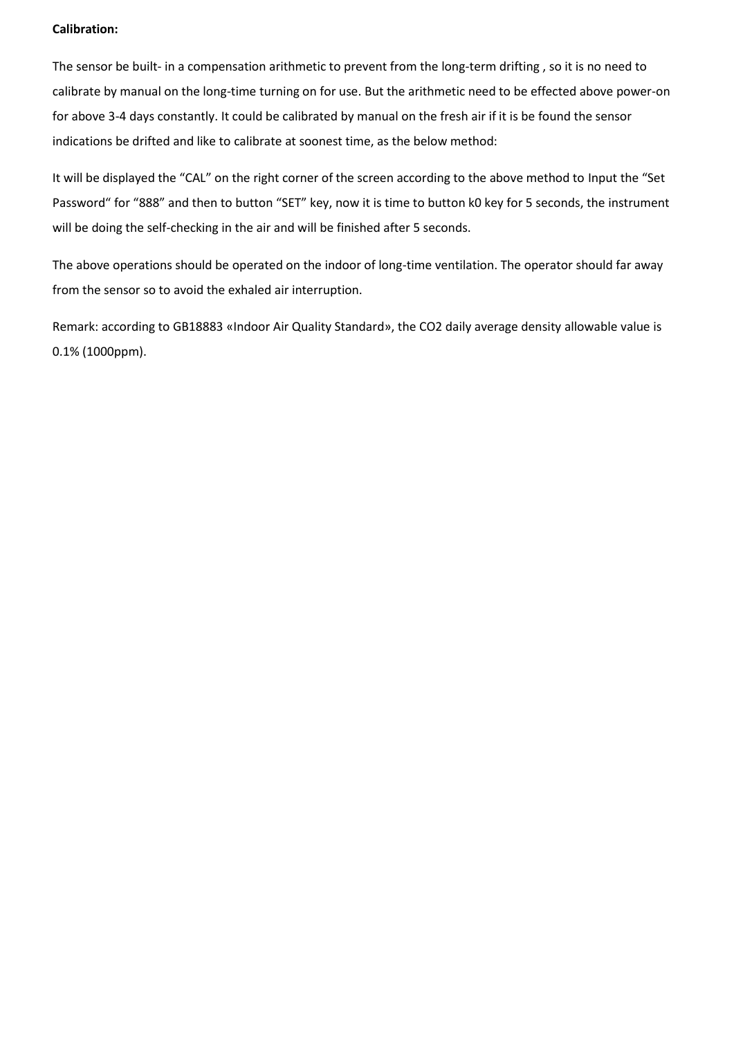**Calibration:**

The sensor be built- in a compensation arithmetic to prevent from the long-term drifting , so it is no need to calibrate by manual on the long-time turning on for use. But the arithmetic need to be effected above power-on for above 3-4 days constantly. It could be calibrated by manual on the fresh air if it is be found the sensor indications be drifted and like to calibrate at soonest time, as the below method:

It will be displayed the “CAL” on the right corner of the screen according to the above method to Input the “Set Password“ for “888” and then to button “SET” key, now it is time to button k0 key for 5 seconds, the instrument will be doing the self-checking in the air and will be finished after 5 seconds.

The above operations should be operated on the indoor of long-time ventilation. The operator should far away from the sensor so to avoid the exhaled air interruption.

Remark: according to GB18883 «Indoor Air Quality Standard», the $CO_2$ daily average density allowable value is 0.1% (1000ppm).